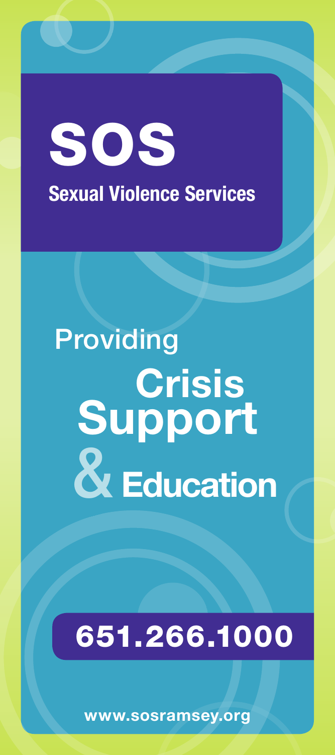# SOS

## Sexual Violence Services

Providing
**Crisis Support & Education**

**651.266.1000**

www.sosramsey.org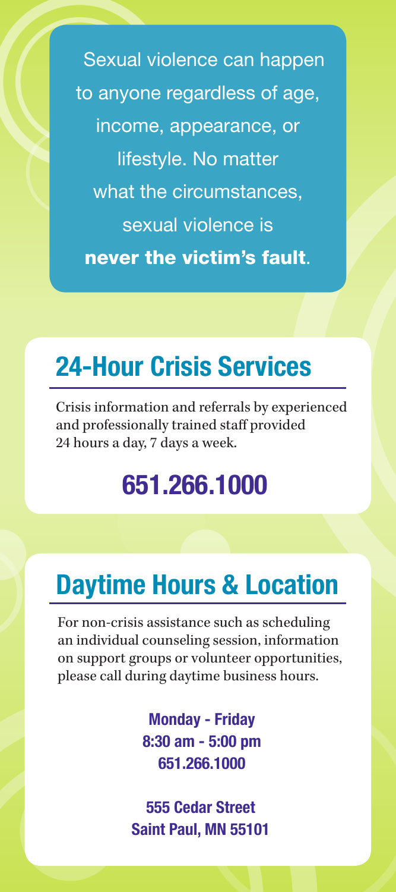Sexual violence can happen to anyone regardless of age, income, appearance, or lifestyle. No matter what the circumstances, sexual violence is **never the victim's fault**.

## 24-Hour Crisis Services

Crisis information and referrals by experienced and professionally trained staff provided 24 hours a day, 7 days a week.

**651.266.1000**

## Daytime Hours & Location

For non-crisis assistance such as scheduling an individual counseling session, information on support groups or volunteer opportunities, please call during daytime business hours.

**Monday - Friday**
**8:30 am - 5:00 pm**
**651.266.1000**

**555 Cedar Street**
**Saint Paul, MN 55101**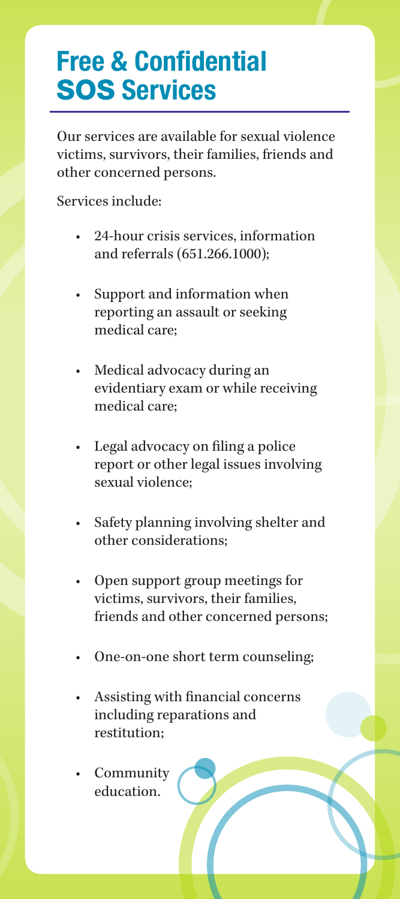# Free & Confidential SOS Services

Our services are available for sexual violence victims, survivors, their families, friends and other concerned persons.

Services include:

- 24-hour crisis services, information and referrals (651.266.1000);
- Support and information when reporting an assault or seeking medical care;
- Medical advocacy during an evidentiary exam or while receiving medical care;
- Legal advocacy on filing a police report or other legal issues involving sexual violence;
- Safety planning involving shelter and other considerations;
- Open support group meetings for victims, survivors, their families, friends and other concerned persons;
- One-on-one short term counseling;
- Assisting with financial concerns including reparations and restitution;
- Community education.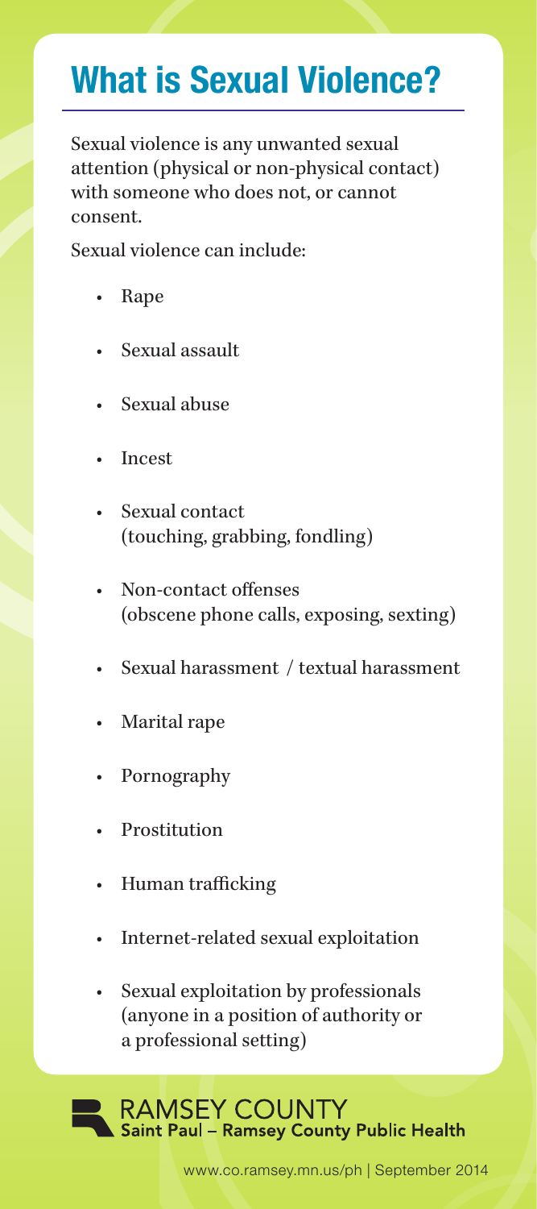# What is Sexual Violence?

Sexual violence is any unwanted sexual attention (physical or non-physical contact) with someone who does not, or cannot consent.

Sexual violence can include:

- Rape
- Sexual assault
- Sexual abuse
- Incest
- Sexual contact (touching, grabbing, fondling)
- Non-contact offenses (obscene phone calls, exposing, sexting)
- Sexual harassment / textual harassment
- Marital rape
- Pornography
- Prostitution
- Human trafficking
- Internet-related sexual exploitation
- Sexual exploitation by professionals (anyone in a position of authority or a professional setting)

RAMSEY COUNTY
Saint Paul – Ramsey County Public Health

www.co.ramsey.mn.us/ph | September 2014